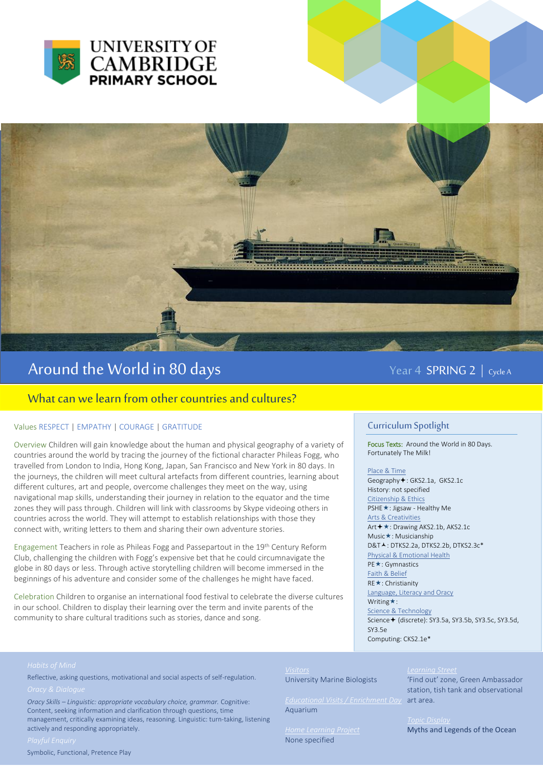**UNIVERSITY OF CAMBRIDGE PRIMARY SCHOOL**

# Around the World in 80 days

Year 4 SPRING 2 | Cycle A

## What can we learn from other countries and cultures?

Values RESPECT | EMPATHY | COURAGE | GRATITUDE

**Overview** Children will gain knowledge about the human and physical geography of a variety of countries around the world by tracing the journey of the fictional character Phileas Fogg, who travelled from London to India, Hong Kong, Japan, San Francisco and New York in 80 days. In the journeys, the children will meet cultural artefacts from different countries, learning about different cultures, art and people, overcome challenges they meet on the way, using navigational map skills, understanding their journey in relation to the equator and the time zones they will pass through. Children will link with classrooms by Skype videoing others in countries across the world. They will attempt to establish relationships with those they connect with, writing letters to them and sharing their own adventure stories.

**Engagement** Teachers in role as Phileas Fogg and Passepartout in the 19th Century Reform Club, challenging the children with Fogg's expensive bet that he could circumnavigate the globe in 80 days or less. Through active storytelling children will become immersed in the beginnings of his adventure and consider some of the challenges he might have faced.

**Celebration** Children to organise an international food festival to celebrate the diverse cultures in our school. Children to display their learning over the term and invite parents of the community to share cultural traditions such as stories, dance and song.

### Curriculum Spotlight

**Focus Texts:** Around the World in 80 Days. Fortunately The Milk!

**Place & Time**
Geography✦: GKS2.1a, GKS2.1c
History: not specified

**Citizenship & Ethics**
PSHE★: Jigsaw - Healthy Me

**Arts & Creativities**
Art✦★: Drawing AKS2.1b, AKS2.1c
Music★: Musicianship
D&T⅄: DTKS2.2a, DTKS2.2b, DTKS2.3c*

**Physical & Emotional Health**
PE★: Gymnastics

**Faith & Belief**
RE★: Christianity

**Language, Literacy and Oracy**
Writing★:

**Science & Technology**
Science✦ (discrete): SY3.5a, SY3.5b, SY3.5c, SY3.5d, SY3.5e
Computing: CKS2.1e*

**Habits of Mind**
Reflective, asking questions, motivational and social aspects of self-regulation.

**Oracy & Dialogue**
*Oracy Skills – Linguistic: appropriate vocabulary choice, grammar.* Cognitive: Content, seeking information and clarification through questions, time management, critically examining ideas, reasoning. Linguistic: turn-taking, listening actively and responding appropriately.

**Playful Enquiry**
Symbolic, Functional, Pretence Play

**Visitors**
University Marine Biologists

**Educational Visits / Enrichment Day**
Aquarium

**Home Learning Project**
None specified

**Learning Street**
'Find out' zone, Green Ambassador station, tish tank and observational art area.

**Topic Display**
Myths and Legends of the Ocean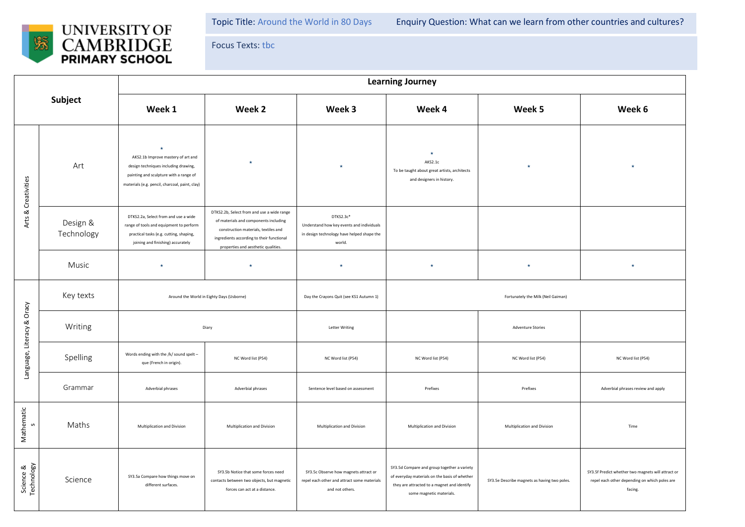UNIVERSITY OF CAMBRIDGE PRIMARY SCHOOL

Topic Title: Around the World in 80 Days | Enquiry Question: What can we learn from other countries and cultures?

Focus Texts: tbc

| Subject | | Learning Journey | | | | | |
|---|---|---|---|---|---|---|---|
| | | Week 1 | Week 2 | Week 3 | Week 4 | Week 5 | Week 6 |
| Arts & Creativities | Art | * AKS2.1b Improve mastery of art and design techniques including drawing, painting and sculpture with a range of materials (e.g. pencil, charcoal, paint, clay) | * | * | * AKS2.1c To be taught about great artists, architects and designers in history. | * | * |
| | Design & Technology | DTKS2.2a, Select from and use a wide range of tools and equipment to perform practical tasks (e.g. cutting, shaping, joining and finishing) accurately | DTKS2.2b, Select from and use a wide range of materials and components including construction materials, textiles and ingredients according to their functional properties and aesthetic qualities. | DTKS2.3c* Understand how key events and individuals in design technology have helped shape the world. | | | |
| | Music | * | * | * | * | * | * |
| Language, Literacy & Oracy | Key texts | Around the World in Eighty Days (Usborne) | | Day the Crayons Quit (see KS1 Autumn 1) | Fortunately the Milk (Neil Gaiman) | | |
| | Writing | Diary | | Letter Writing | | Adventure Stories | |
| | Spelling | Words ending with the /k/ sound spelt – que (French in origin). | NC Word list (P54) | NC Word list (P54) | NC Word list (P54) | NC Word list (P54) | NC Word list (P54) |
| | Grammar | Adverbial phrases | Adverbial phrases | Sentence level based on assessment | Prefixes | Prefixes | Adverbial phrases review and apply |
| Mathematics | Maths | Multiplication and Division | Multiplication and Division | Multiplication and Division | Multiplication and Division | Multiplication and Division | Time |
| Science & Technology | Science | SY3.5a Compare how things move on different surfaces. | SY3.5b Notice that some forces need contacts between two objects, but magnetic forces can act at a distance. | SY3.5c Observe how magnets attract or repel each other and attract some materials and not others. | SY3.5d Compare and group together a variety of everyday materials on the basis of whether they are attracted to a magnet and identify some magnetic materials. | SY3.5e Describe magnets as having two poles. | SY3.5f Predict whether two magnets will attract or repel each other depending on which poles are facing. |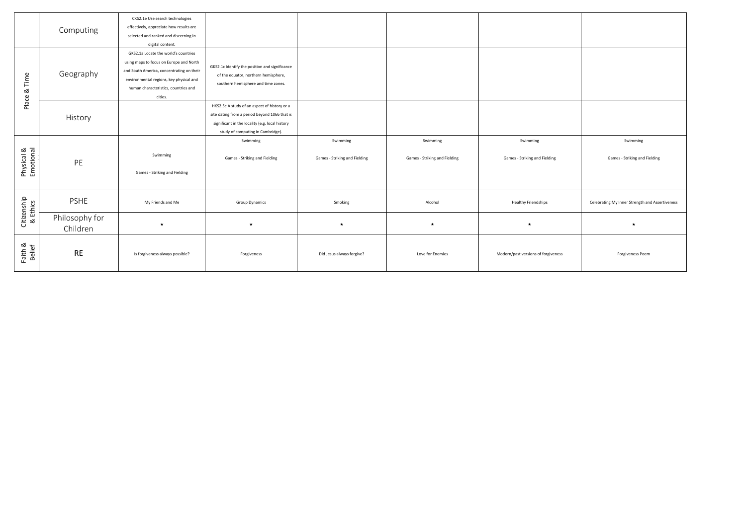| | | | | | | | |
|---|---|---|---|---|---|---|---|
| | Computing | CKS2.1e Use search technologies effectively, appreciate how results are selected and ranked and discerning in digital content. | | | | | |
| Place & Time | Geography | GKS2.1a Locate the world's countries using maps to focus on Europe and North and South America, concentrating on their environmental regions, key physical and human characteristics, countries and cities. | GKS2.1c Identify the position and significance of the equator, northern hemisphere, southern hemisphere and time zones. | | | | |
| | History | | HKS2.5c A study of an aspect of history or a site dating from a period beyond 1066 that is significant in the locality (e.g. local history study of computing in Cambridge). | | | | |
| Physical & Emotional | PE | Swimming<br><br>Games - Striking and Fielding | Swimming<br><br>Games - Striking and Fielding | Swimming<br><br>Games - Striking and Fielding | Swimming<br><br>Games - Striking and Fielding | Swimming<br><br>Games - Striking and Fielding | Swimming<br><br>Games - Striking and Fielding |
| Citizenship & Ethics | PSHE | My Friends and Me | Group Dynamics | Smoking | Alcohol | Healthy Friendships | Celebrating My Inner Strength and Assertiveness |
| | Philosophy for Children | * | * | * | * | * | * |
| Faith & Belief | RE | Is forgiveness always possible? | Forgiveness | Did Jesus always forgive? | Love for Enemies | Modern/past versions of forgiveness | Forgiveness Poem |